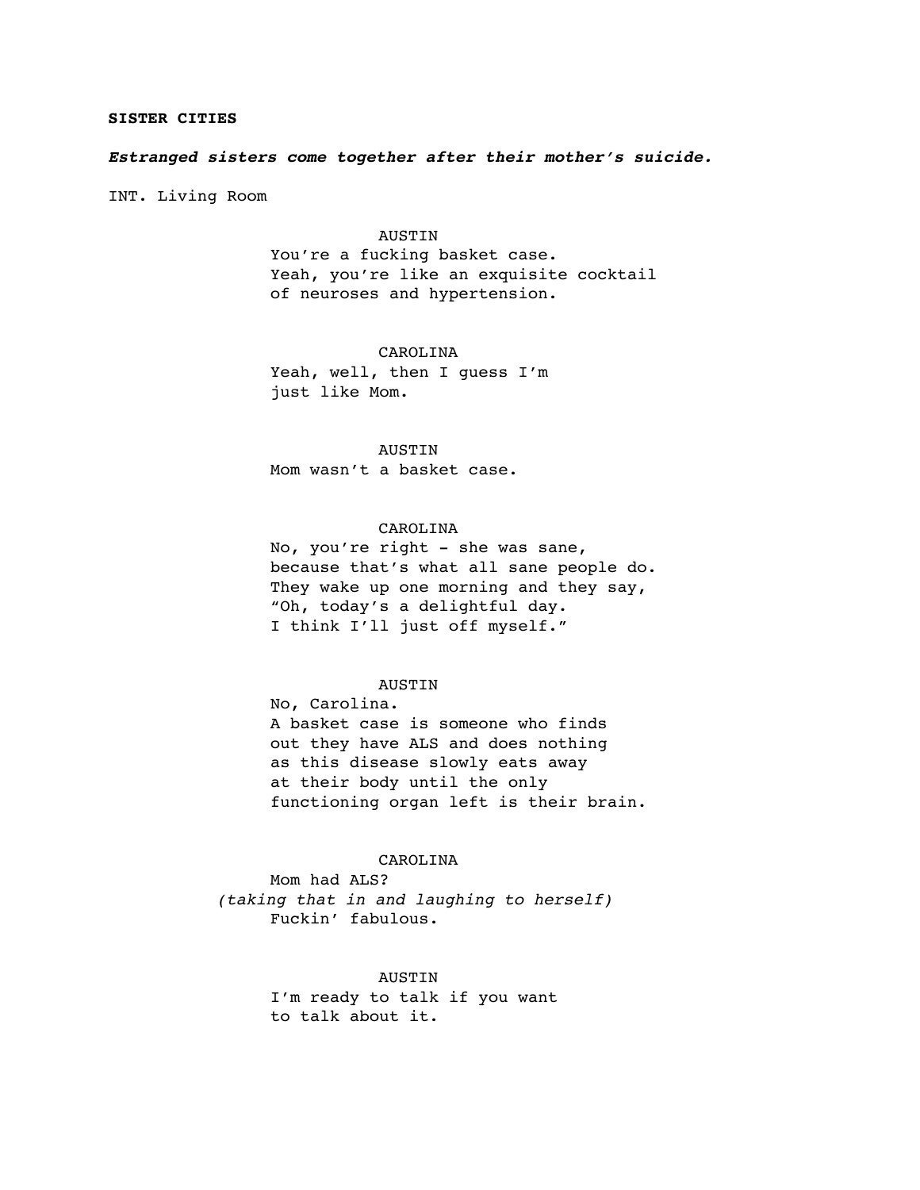**SISTER CITIES**

***Estranged sisters come together after their mother's suicide.***

INT. Living Room

AUSTIN
You're a fucking basket case.
Yeah, you're like an exquisite cocktail
of neuroses and hypertension.

CAROLINA
Yeah, well, then I guess I'm
just like Mom.

AUSTIN
Mom wasn't a basket case.

CAROLINA
No, you're right - she was sane,
because that's what all sane people do.
They wake up one morning and they say,
"Oh, today's a delightful day.
I think I'll just off myself."

AUSTIN
No, Carolina.
A basket case is someone who finds
out they have ALS and does nothing
as this disease slowly eats away
at their body until the only
functioning organ left is their brain.

CAROLINA
Mom had ALS?
*(taking that in and laughing to herself)*
Fuckin' fabulous.

AUSTIN
I'm ready to talk if you want
to talk about it.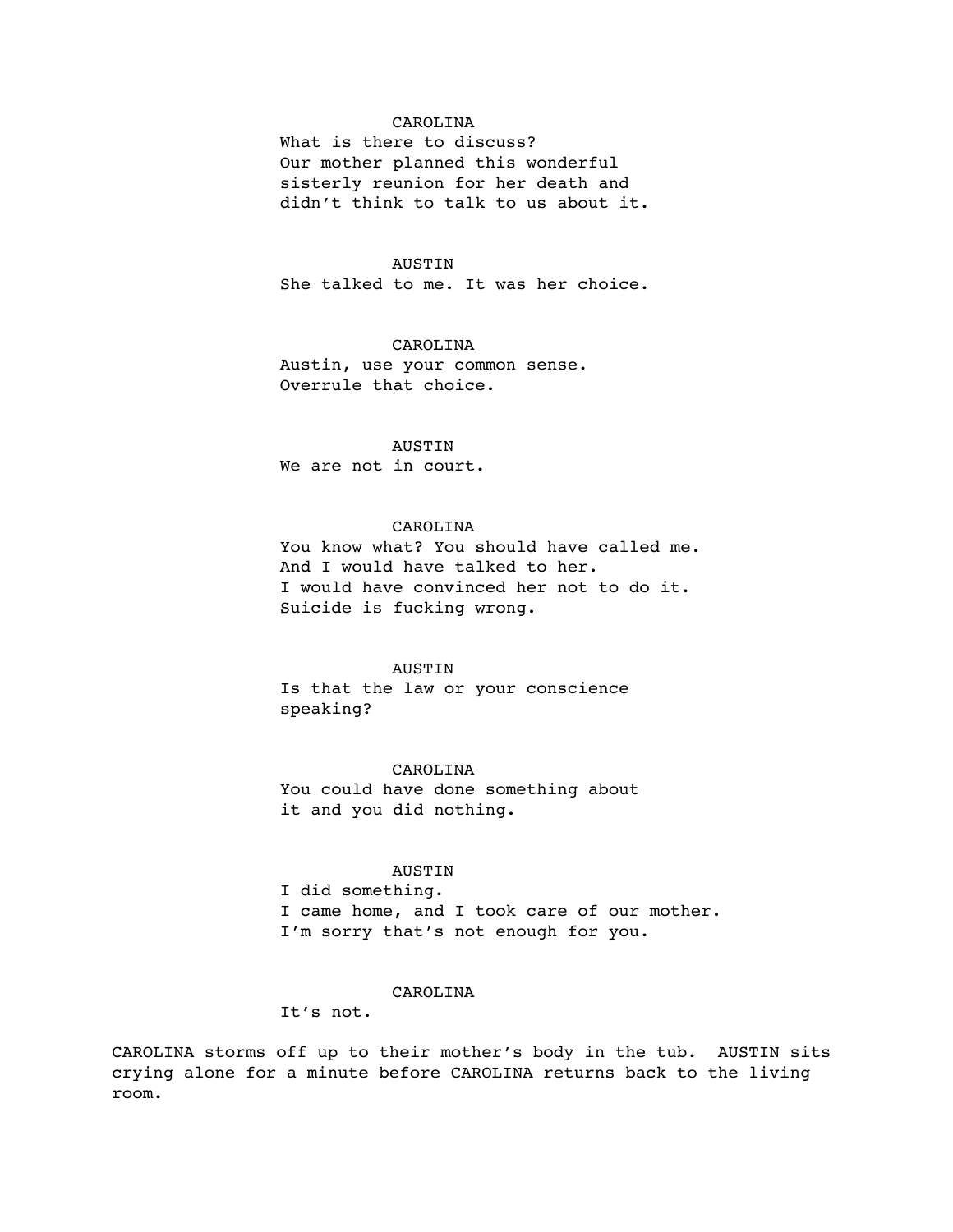CAROLINA

What is there to discuss?
Our mother planned this wonderful
sisterly reunion for her death and
didn't think to talk to us about it.

AUSTIN

She talked to me. It was her choice.

CAROLINA

Austin, use your common sense.
Overrule that choice.

AUSTIN

We are not in court.

CAROLINA

You know what? You should have called me.
And I would have talked to her.
I would have convinced her not to do it.
Suicide is fucking wrong.

AUSTIN

Is that the law or your conscience
speaking?

CAROLINA

You could have done something about
it and you did nothing.

AUSTIN

I did something.
I came home, and I took care of our mother.
I'm sorry that's not enough for you.

CAROLINA

It's not.

CAROLINA storms off up to their mother's body in the tub. AUSTIN sits crying alone for a minute before CAROLINA returns back to the living room.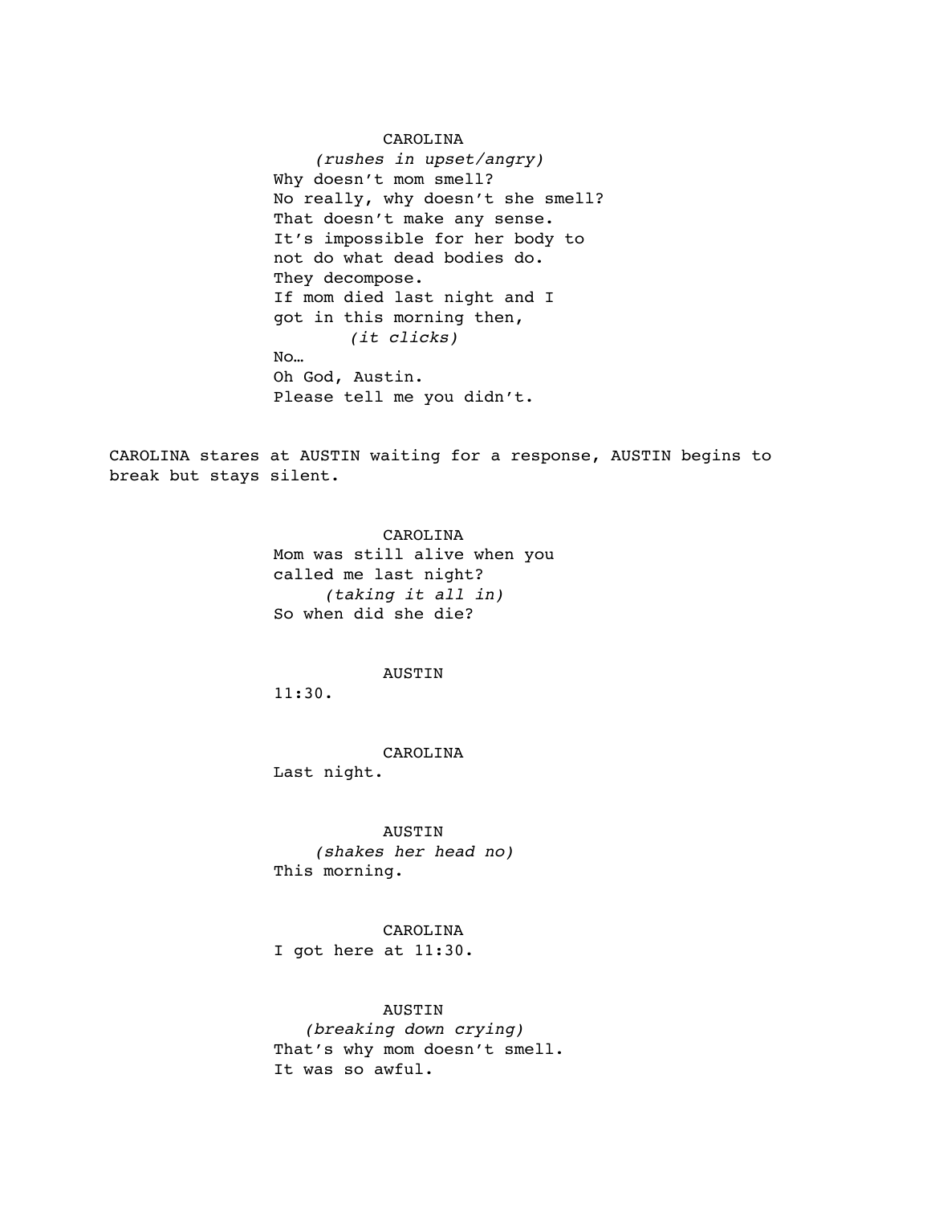CAROLINA

*(rushes in upset/angry)*

Why doesn't mom smell?
No really, why doesn't she smell?
That doesn't make any sense.
It's impossible for her body to
not do what dead bodies do.
They decompose.
If mom died last night and I
got in this morning then,

*(it clicks)*

No…
Oh God, Austin.
Please tell me you didn't.

CAROLINA stares at AUSTIN waiting for a response, AUSTIN begins to break but stays silent.

CAROLINA

Mom was still alive when you
called me last night?

*(taking it all in)*

So when did she die?

AUSTIN

11:30.

CAROLINA

Last night.

AUSTIN

*(shakes her head no)*

This morning.

CAROLINA

I got here at 11:30.

AUSTIN

*(breaking down crying)*

That's why mom doesn't smell.
It was so awful.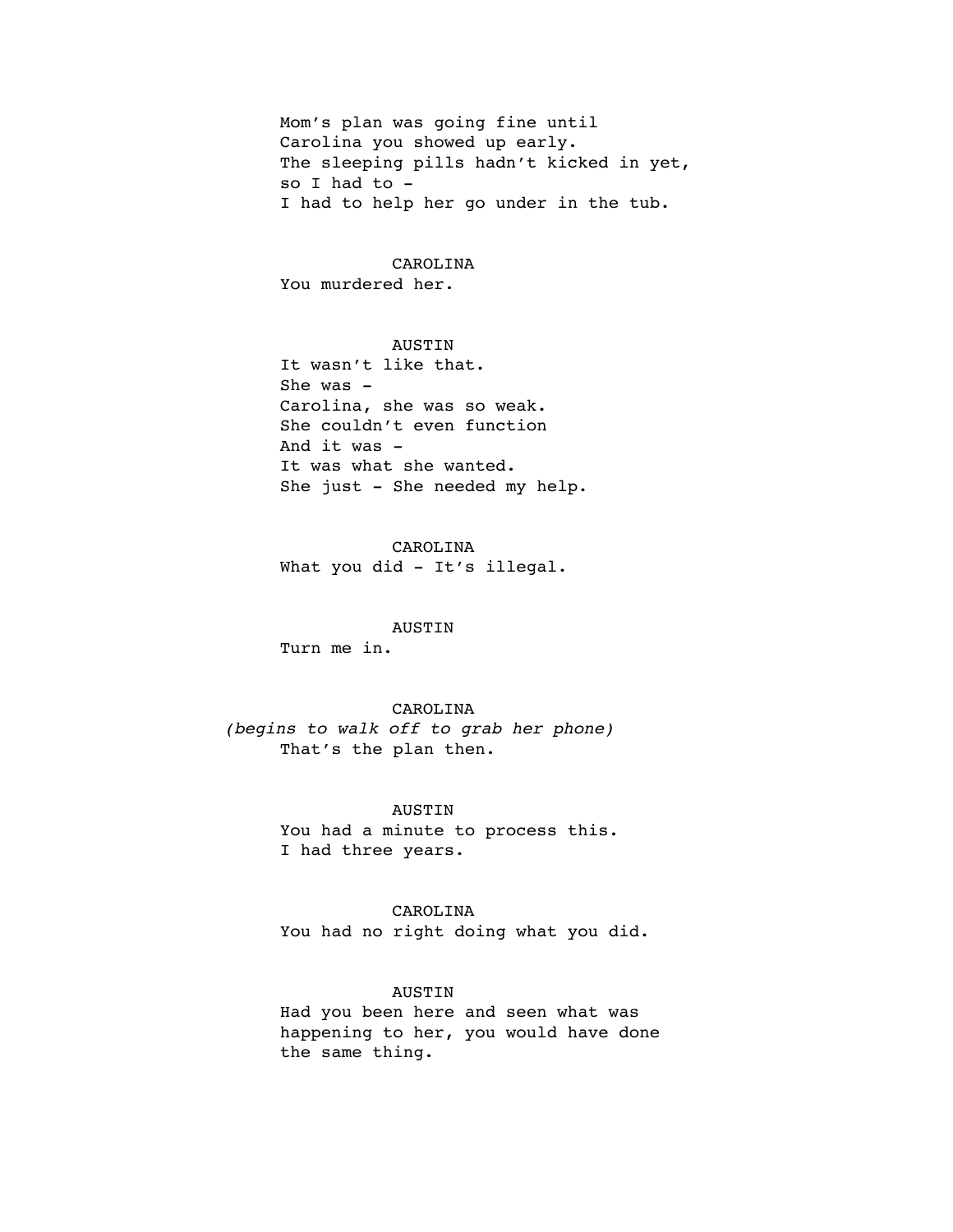Mom's plan was going fine until
Carolina you showed up early.
The sleeping pills hadn't kicked in yet,
so I had to -
I had to help her go under in the tub.

CAROLINA
You murdered her.

AUSTIN
It wasn't like that.
She was -
Carolina, she was so weak.
She couldn't even function
And it was -
It was what she wanted.
She just - She needed my help.

CAROLINA
What you did - It's illegal.

AUSTIN
Turn me in.

CAROLINA
*(begins to walk off to grab her phone)*
That's the plan then.

AUSTIN
You had a minute to process this.
I had three years.

CAROLINA
You had no right doing what you did.

AUSTIN
Had you been here and seen what was
happening to her, you would have done
the same thing.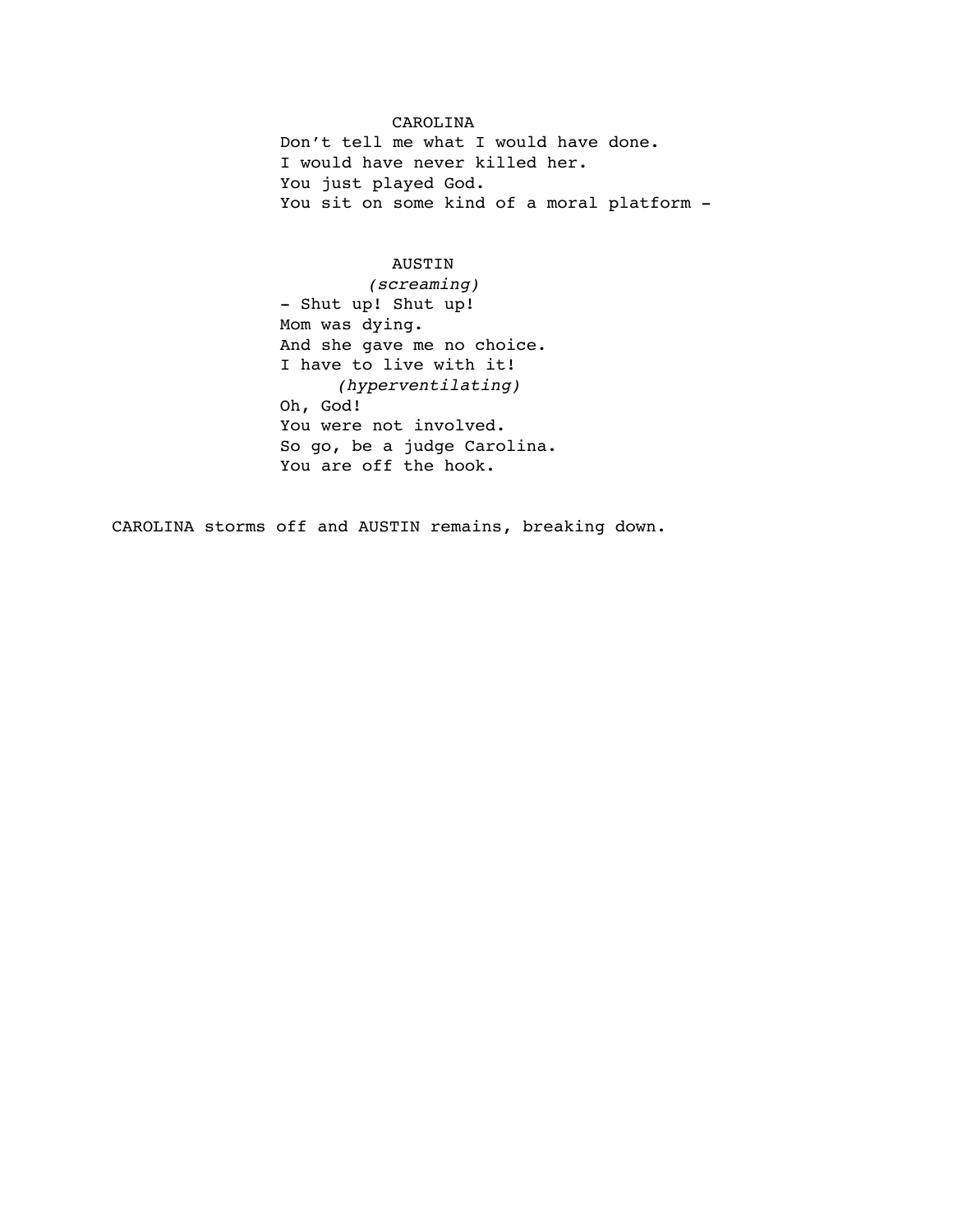CAROLINA

Don't tell me what I would have done.
I would have never killed her.
You just played God.
You sit on some kind of a moral platform -

AUSTIN

*(screaming)*

- Shut up! Shut up!
Mom was dying.
And she gave me no choice.
I have to live with it!

*(hyperventilating)*

Oh, God!
You were not involved.
So go, be a judge Carolina.
You are off the hook.

CAROLINA storms off and AUSTIN remains, breaking down.